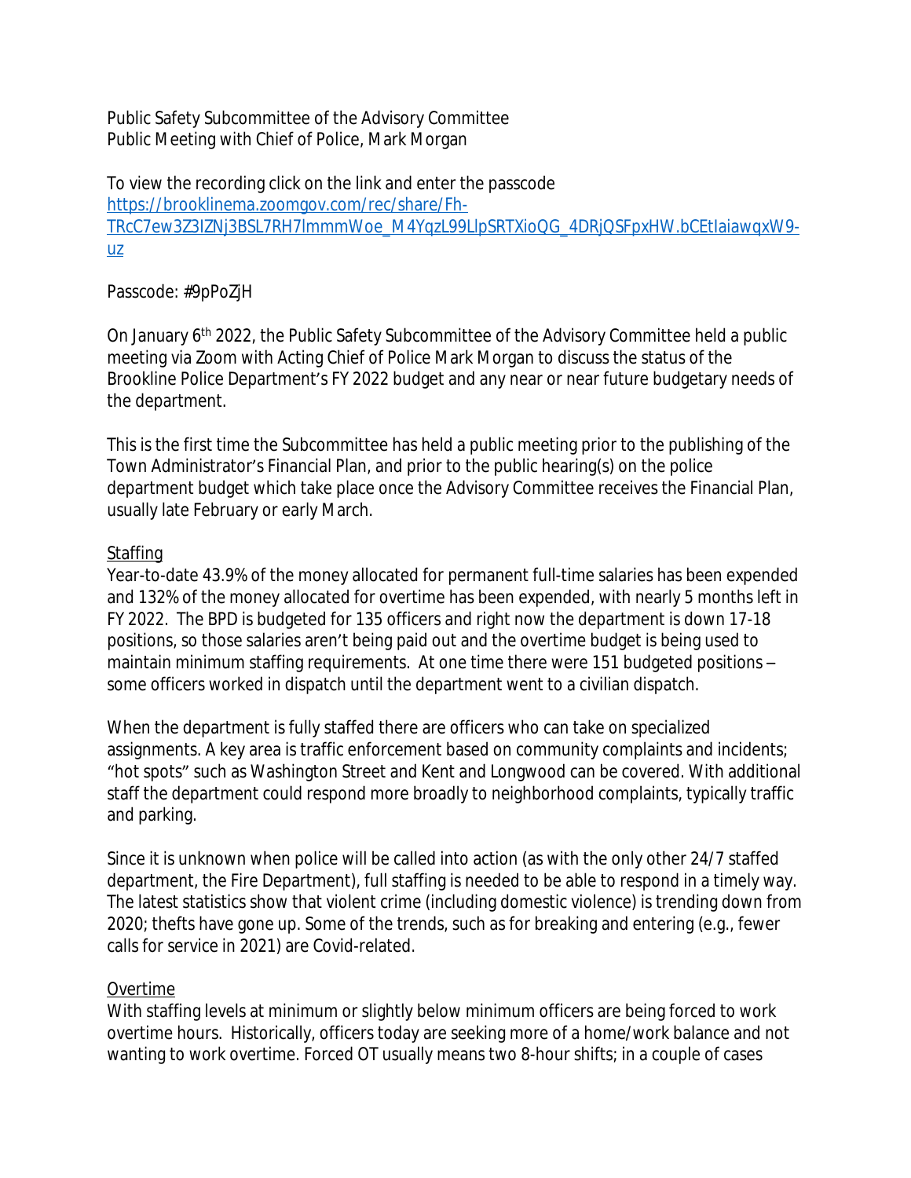Public Safety Subcommittee of the Advisory Committee
Public Meeting with Chief of Police, Mark Morgan

To view the recording click on the link and enter the passcode
[https://brooklinema.zoomgov.com/rec/share/Fh-TRcC7ew3Z3IZNj3BSL7RH7lmmmWoe_M4YqzL99LlpSRTXioQG_4DRjQSFpxHW.bCEtIaiawqxW9-uz](https://brooklinema.zoomgov.com/rec/share/Fh-TRcC7ew3Z3IZNj3BSL7RH7lmmmWoe_M4YqzL99LlpSRTXioQG_4DRjQSFpxHW.bCEtIaiawqxW9-uz)

Passcode: #9pPoZjH

On January 6th 2022, the Public Safety Subcommittee of the Advisory Committee held a public meeting via Zoom with Acting Chief of Police Mark Morgan to discuss the status of the Brookline Police Department's FY 2022 budget and any near or near future budgetary needs of the department.

This is the first time the Subcommittee has held a public meeting prior to the publishing of the Town Administrator's Financial Plan, and prior to the public hearing(s) on the police department budget which take place once the Advisory Committee receives the Financial Plan, usually late February or early March.

Staffing

Year-to-date 43.9% of the money allocated for permanent full-time salaries has been expended and 132% of the money allocated for overtime has been expended, with nearly 5 months left in FY 2022. The BPD is budgeted for 135 officers and right now the department is down 17-18 positions, so those salaries aren't being paid out and the overtime budget is being used to maintain minimum staffing requirements. At one time there were 151 budgeted positions – some officers worked in dispatch until the department went to a civilian dispatch.

When the department is fully staffed there are officers who can take on specialized assignments. A key area is traffic enforcement based on community complaints and incidents; "hot spots" such as Washington Street and Kent and Longwood can be covered. With additional staff the department could respond more broadly to neighborhood complaints, typically traffic and parking.

Since it is unknown when police will be called into action (as with the only other 24/7 staffed department, the Fire Department), full staffing is needed to be able to respond in a timely way. The latest statistics show that violent crime (including domestic violence) is trending down from 2020; thefts have gone up. Some of the trends, such as for breaking and entering (e.g., fewer calls for service in 2021) are Covid-related.

Overtime

With staffing levels at minimum or slightly below minimum officers are being forced to work overtime hours. Historically, officers today are seeking more of a home/work balance and not wanting to work overtime. Forced OT usually means two 8-hour shifts; in a couple of cases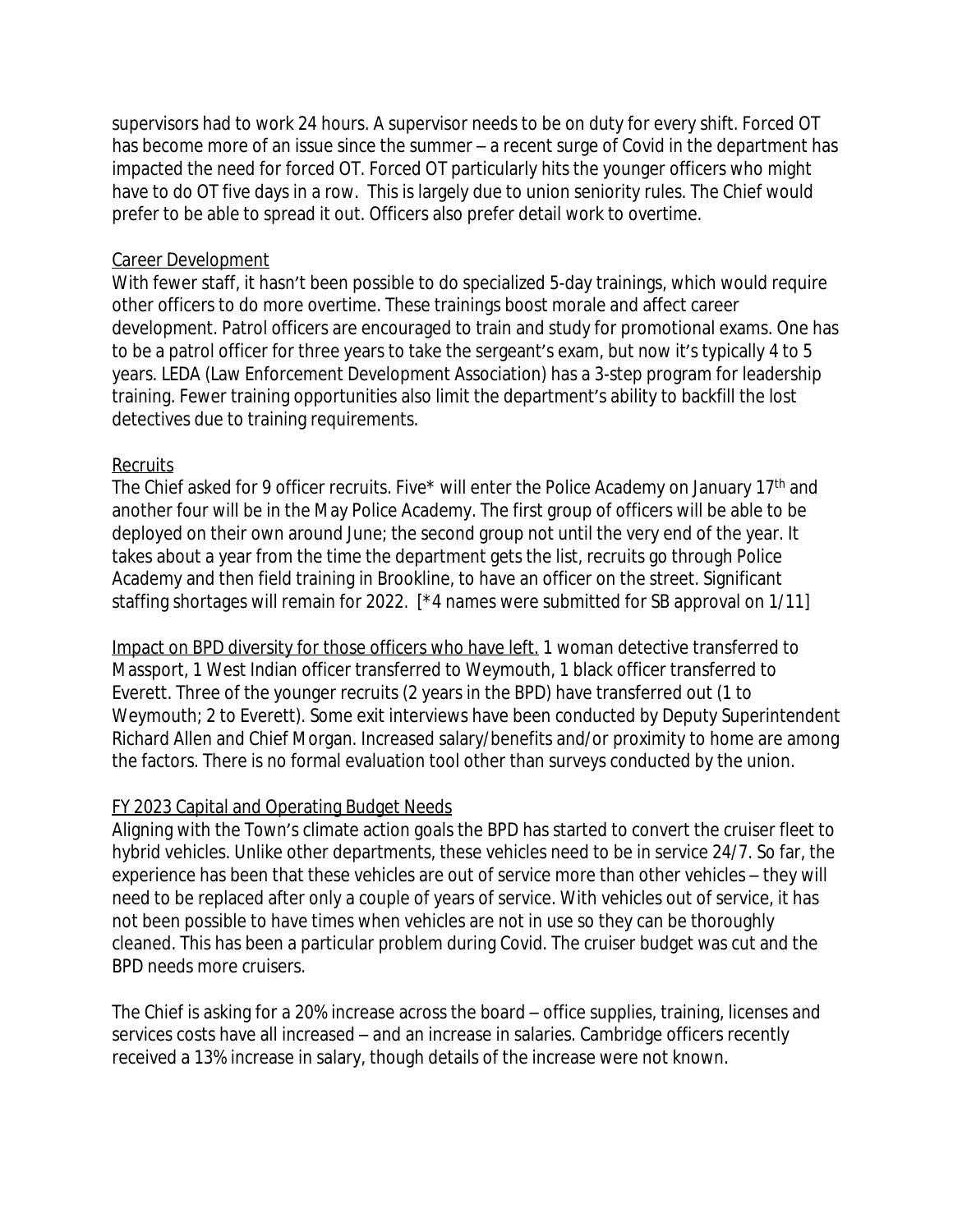supervisors had to work 24 hours. A supervisor needs to be on duty for every shift. Forced OT has become more of an issue since the summer – a recent surge of Covid in the department has impacted the need for forced OT. Forced OT particularly hits the younger officers who might have to do OT five days in a row. This is largely due to union seniority rules. The Chief would prefer to be able to spread it out. Officers also prefer detail work to overtime.

Career Development

With fewer staff, it hasn't been possible to do specialized 5-day trainings, which would require other officers to do more overtime. These trainings boost morale and affect career development. Patrol officers are encouraged to train and study for promotional exams. One has to be a patrol officer for three years to take the sergeant's exam, but now it's typically 4 to 5 years. LEDA (Law Enforcement Development Association) has a 3-step program for leadership training. Fewer training opportunities also limit the department's ability to backfill the lost detectives due to training requirements.

Recruits

The Chief asked for 9 officer recruits. Five* will enter the Police Academy on January 17th and another four will be in the May Police Academy. The first group of officers will be able to be deployed on their own around June; the second group not until the very end of the year. It takes about a year from the time the department gets the list, recruits go through Police Academy and then field training in Brookline, to have an officer on the street. Significant staffing shortages will remain for 2022. [*4 names were submitted for SB approval on 1/11]

Impact on BPD diversity for those officers who have left. 1 woman detective transferred to Massport, 1 West Indian officer transferred to Weymouth, 1 black officer transferred to Everett. Three of the younger recruits (2 years in the BPD) have transferred out (1 to Weymouth; 2 to Everett). Some exit interviews have been conducted by Deputy Superintendent Richard Allen and Chief Morgan. Increased salary/benefits and/or proximity to home are among the factors. There is no formal evaluation tool other than surveys conducted by the union.

FY 2023 Capital and Operating Budget Needs

Aligning with the Town's climate action goals the BPD has started to convert the cruiser fleet to hybrid vehicles. Unlike other departments, these vehicles need to be in service 24/7. So far, the experience has been that these vehicles are out of service more than other vehicles – they will need to be replaced after only a couple of years of service. With vehicles out of service, it has not been possible to have times when vehicles are not in use so they can be thoroughly cleaned. This has been a particular problem during Covid. The cruiser budget was cut and the BPD needs more cruisers.

The Chief is asking for a 20% increase across the board – office supplies, training, licenses and services costs have all increased – and an increase in salaries. Cambridge officers recently received a 13% increase in salary, though details of the increase were not known.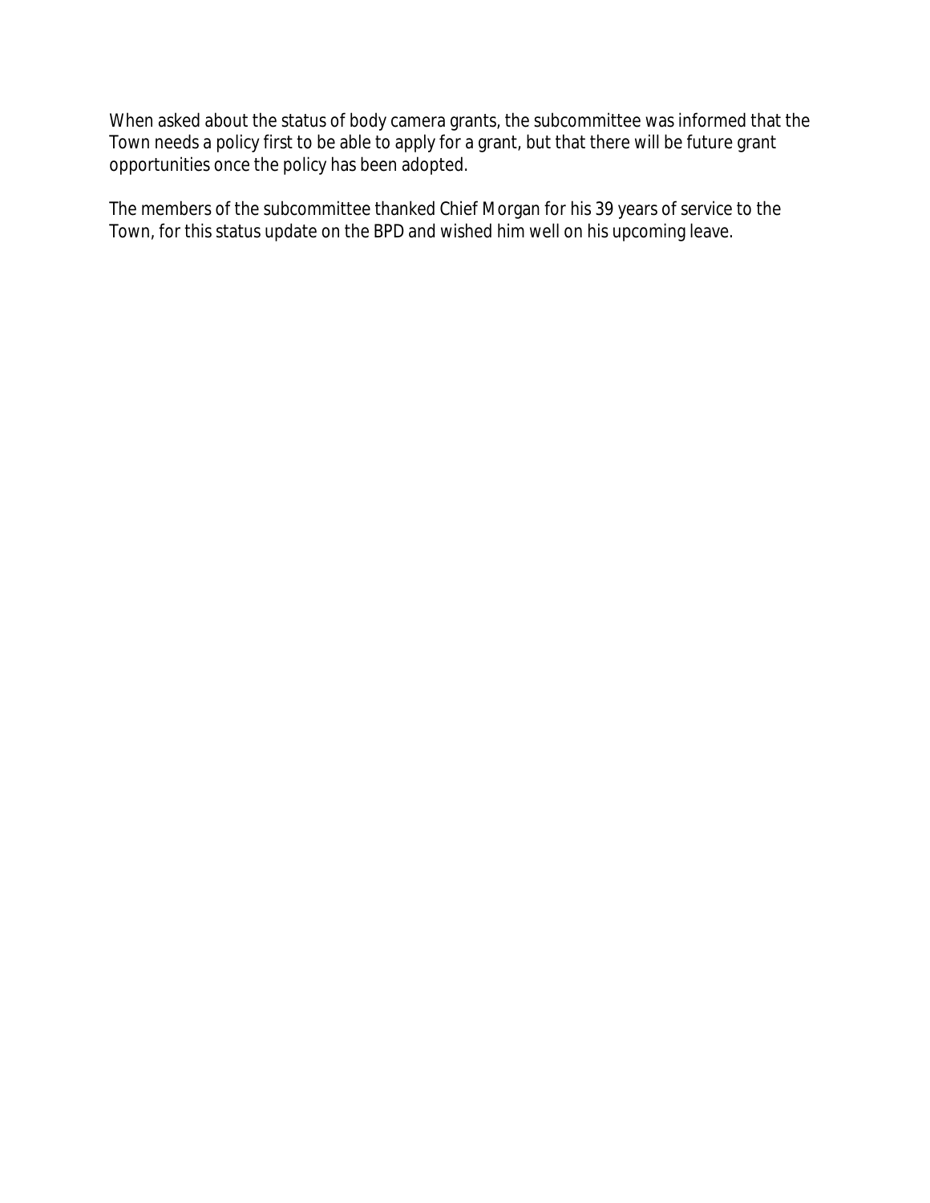When asked about the status of body camera grants, the subcommittee was informed that the Town needs a policy first to be able to apply for a grant, but that there will be future grant opportunities once the policy has been adopted.

The members of the subcommittee thanked Chief Morgan for his 39 years of service to the Town, for this status update on the BPD and wished him well on his upcoming leave.